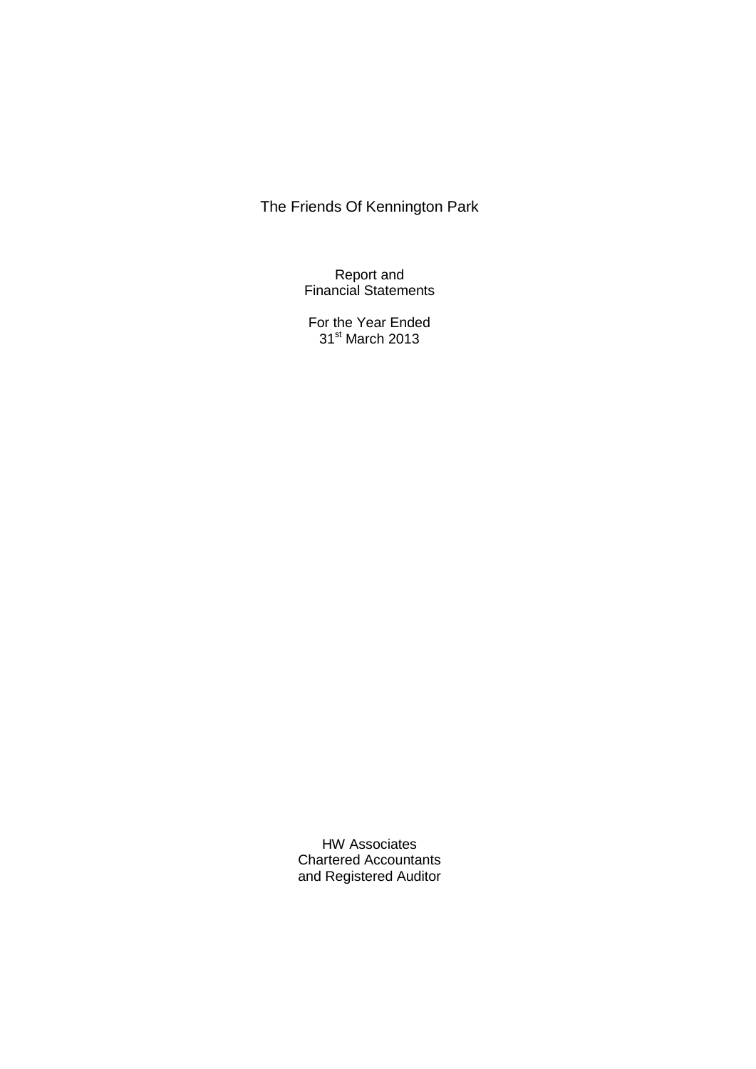# The Friends Of Kennington Park

Report and
Financial Statements

For the Year Ended
31st March 2013

HW Associates
Chartered Accountants
and Registered Auditor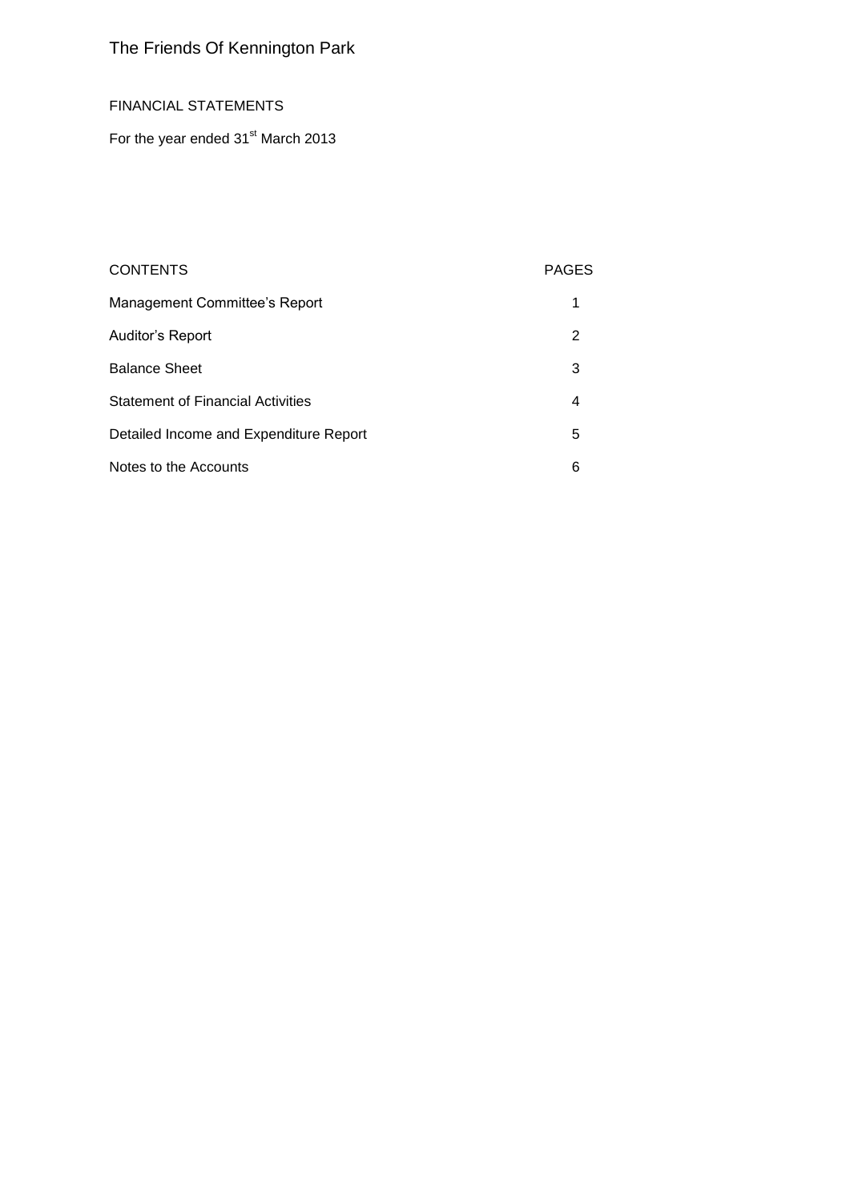# The Friends Of Kennington Park

FINANCIAL STATEMENTS

For the year ended 31st March 2013

| CONTENTS | PAGES |
| --- | --- |
| Management Committee's Report | 1 |
| Auditor's Report | 2 |
| Balance Sheet | 3 |
| Statement of Financial Activities | 4 |
| Detailed Income and Expenditure Report | 5 |
| Notes to the Accounts | 6 |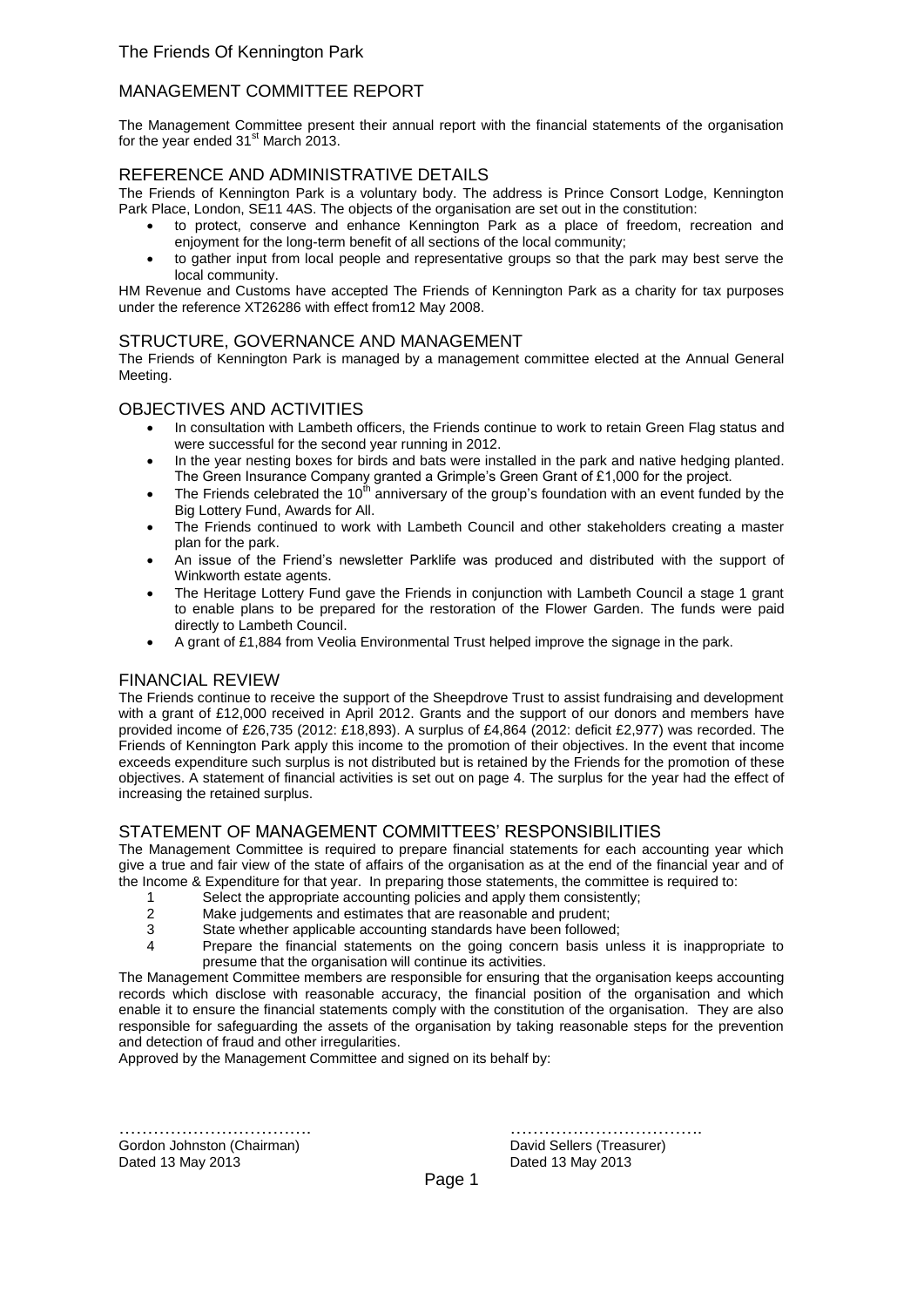The Friends Of Kennington Park

# MANAGEMENT COMMITTEE REPORT

The Management Committee present their annual report with the financial statements of the organisation for the year ended 31st March 2013.

## REFERENCE AND ADMINISTRATIVE DETAILS

The Friends of Kennington Park is a voluntary body. The address is Prince Consort Lodge, Kennington Park Place, London, SE11 4AS. The objects of the organisation are set out in the constitution:

- to protect, conserve and enhance Kennington Park as a place of freedom, recreation and enjoyment for the long-term benefit of all sections of the local community;
- to gather input from local people and representative groups so that the park may best serve the local community.

HM Revenue and Customs have accepted The Friends of Kennington Park as a charity for tax purposes under the reference XT26286 with effect from12 May 2008.

## STRUCTURE, GOVERNANCE AND MANAGEMENT

The Friends of Kennington Park is managed by a management committee elected at the Annual General Meeting.

## OBJECTIVES AND ACTIVITIES

- In consultation with Lambeth officers, the Friends continue to work to retain Green Flag status and were successful for the second year running in 2012.
- In the year nesting boxes for birds and bats were installed in the park and native hedging planted. The Green Insurance Company granted a Grimple's Green Grant of £1,000 for the project.
- The Friends celebrated the 10th anniversary of the group's foundation with an event funded by the Big Lottery Fund, Awards for All.
- The Friends continued to work with Lambeth Council and other stakeholders creating a master plan for the park.
- An issue of the Friend's newsletter Parklife was produced and distributed with the support of Winkworth estate agents.
- The Heritage Lottery Fund gave the Friends in conjunction with Lambeth Council a stage 1 grant to enable plans to be prepared for the restoration of the Flower Garden. The funds were paid directly to Lambeth Council.
- A grant of £1,884 from Veolia Environmental Trust helped improve the signage in the park.

## FINANCIAL REVIEW

The Friends continue to receive the support of the Sheepdrove Trust to assist fundraising and development with a grant of £12,000 received in April 2012. Grants and the support of our donors and members have provided income of £26,735 (2012: £18,893). A surplus of £4,864 (2012: deficit £2,977) was recorded. The Friends of Kennington Park apply this income to the promotion of their objectives. In the event that income exceeds expenditure such surplus is not distributed but is retained by the Friends for the promotion of these objectives. A statement of financial activities is set out on page 4. The surplus for the year had the effect of increasing the retained surplus.

## STATEMENT OF MANAGEMENT COMMITTEES' RESPONSIBILITIES

The Management Committee is required to prepare financial statements for each accounting year which give a true and fair view of the state of affairs of the organisation as at the end of the financial year and of the Income & Expenditure for that year. In preparing those statements, the committee is required to:

1. Select the appropriate accounting policies and apply them consistently;
2. Make judgements and estimates that are reasonable and prudent;
3. State whether applicable accounting standards have been followed;
4. Prepare the financial statements on the going concern basis unless it is inappropriate to presume that the organisation will continue its activities.

The Management Committee members are responsible for ensuring that the organisation keeps accounting records which disclose with reasonable accuracy, the financial position of the organisation and which enable it to ensure the financial statements comply with the constitution of the organisation. They are also responsible for safeguarding the assets of the organisation by taking reasonable steps for the prevention and detection of fraud and other irregularities.

Approved by the Management Committee and signed on its behalf by:

| ……………………………. | ……………………………. |
|---|---|
| Gordon Johnston (Chairman) | David Sellers (Treasurer) |
| Dated 13 May 2013 | Dated 13 May 2013 |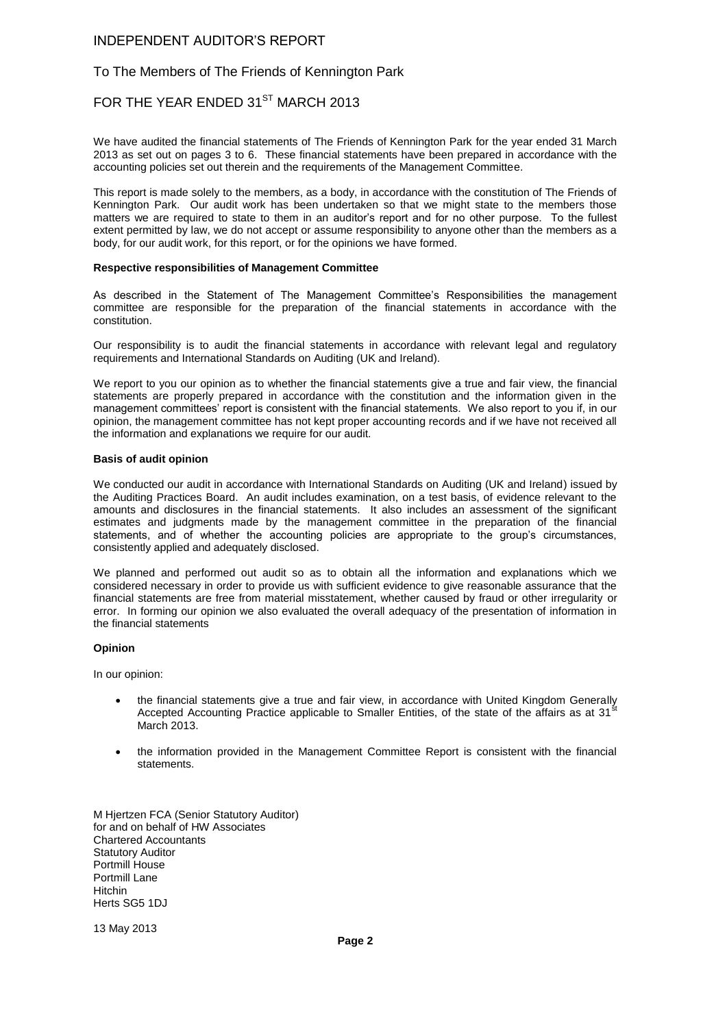# INDEPENDENT AUDITOR'S REPORT

## To The Members of The Friends of Kennington Park

## FOR THE YEAR ENDED 31$^{ST}$ MARCH 2013

We have audited the financial statements of The Friends of Kennington Park for the year ended 31 March 2013 as set out on pages 3 to 6. These financial statements have been prepared in accordance with the accounting policies set out therein and the requirements of the Management Committee.

This report is made solely to the members, as a body, in accordance with the constitution of The Friends of Kennington Park. Our audit work has been undertaken so that we might state to the members those matters we are required to state to them in an auditor's report and for no other purpose. To the fullest extent permitted by law, we do not accept or assume responsibility to anyone other than the members as a body, for our audit work, for this report, or for the opinions we have formed.

**Respective responsibilities of Management Committee**

As described in the Statement of The Management Committee's Responsibilities the management committee are responsible for the preparation of the financial statements in accordance with the constitution.

Our responsibility is to audit the financial statements in accordance with relevant legal and regulatory requirements and International Standards on Auditing (UK and Ireland).

We report to you our opinion as to whether the financial statements give a true and fair view, the financial statements are properly prepared in accordance with the constitution and the information given in the management committees' report is consistent with the financial statements. We also report to you if, in our opinion, the management committee has not kept proper accounting records and if we have not received all the information and explanations we require for our audit.

**Basis of audit opinion**

We conducted our audit in accordance with International Standards on Auditing (UK and Ireland) issued by the Auditing Practices Board. An audit includes examination, on a test basis, of evidence relevant to the amounts and disclosures in the financial statements. It also includes an assessment of the significant estimates and judgments made by the management committee in the preparation of the financial statements, and of whether the accounting policies are appropriate to the group's circumstances, consistently applied and adequately disclosed.

We planned and performed out audit so as to obtain all the information and explanations which we considered necessary in order to provide us with sufficient evidence to give reasonable assurance that the financial statements are free from material misstatement, whether caused by fraud or other irregularity or error. In forming our opinion we also evaluated the overall adequacy of the presentation of information in the financial statements

**Opinion**

In our opinion:

- the financial statements give a true and fair view, in accordance with United Kingdom Generally Accepted Accounting Practice applicable to Smaller Entities, of the state of the affairs as at 31$^{st}$ March 2013.
- the information provided in the Management Committee Report is consistent with the financial statements.

M Hjertzen FCA (Senior Statutory Auditor)
for and on behalf of HW Associates
Chartered Accountants
Statutory Auditor
Portmill House
Portmill Lane
Hitchin
Herts SG5 1DJ

13 May 2013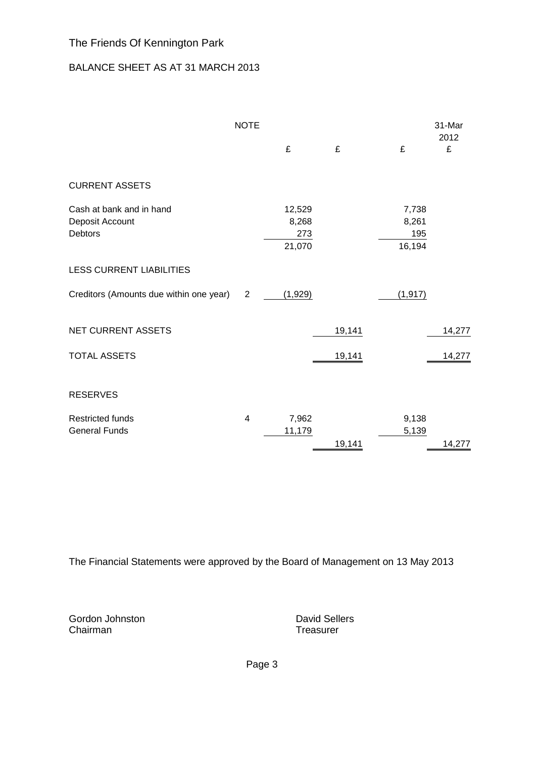The Friends Of Kennington Park

BALANCE SHEET AS AT 31 MARCH 2013

| | NOTE | £ | £ | £ | 31-Mar 2012 £ |
|---|---|---|---|---|---|
| **CURRENT ASSETS** | | | | | |
| Cash at bank and in hand | | 12,529 | | 7,738 | |
| Deposit Account | | 8,268 | | 8,261 | |
| Debtors | | 273 | | 195 | |
| | | 21,070 | | 16,194 | |
| **LESS CURRENT LIABILITIES** | | | | | |
| Creditors (Amounts due within one year) | 2 | (1,929) | | (1,917) | |
| NET CURRENT ASSETS | | | 19,141 | | 14,277 |
| TOTAL ASSETS | | | 19,141 | | 14,277 |
| **RESERVES** | | | | | |
| Restricted funds | 4 | 7,962 | | 9,138 | |
| General Funds | | 11,179 | | 5,139 | |
| | | | 19,141 | | 14,277 |

The Financial Statements were approved by the Board of Management on 13 May 2013

Gordon Johnston
Chairman

David Sellers
Treasurer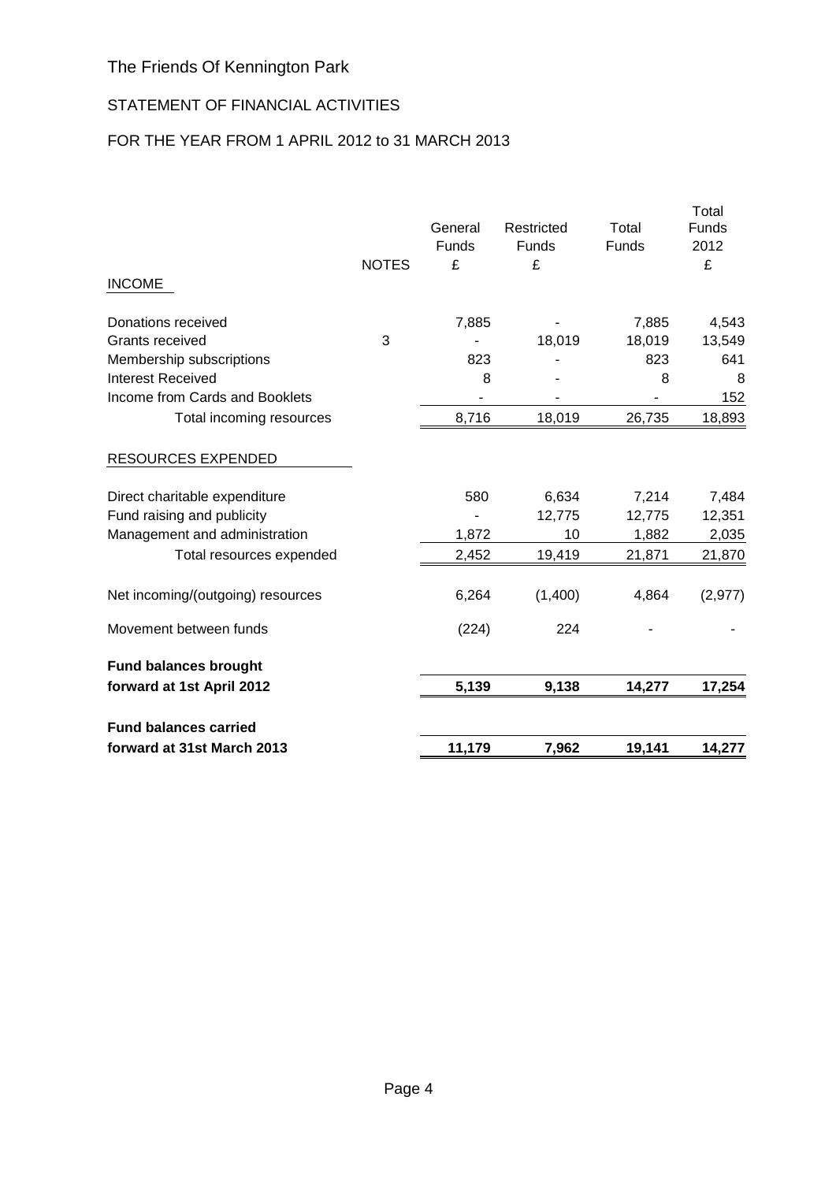# The Friends Of Kennington Park

## STATEMENT OF FINANCIAL ACTIVITIES

## FOR THE YEAR FROM 1 APRIL 2012 to 31 MARCH 2013

| | NOTES | General Funds £ | Restricted Funds £ | Total Funds | Total Funds 2012 £ |
|---|---|---|---|---|---|
| INCOME | | | | | |
| Donations received | | 7,885 | - | 7,885 | 4,543 |
| Grants received | 3 | - | 18,019 | 18,019 | 13,549 |
| Membership subscriptions | | 823 | - | 823 | 641 |
| Interest Received | | 8 | - | 8 | 8 |
| Income from Cards and Booklets | | - | - | - | 152 |
| Total incoming resources | | 8,716 | 18,019 | 26,735 | 18,893 |
| RESOURCES EXPENDED | | | | | |
| Direct charitable expenditure | | 580 | 6,634 | 7,214 | 7,484 |
| Fund raising and publicity | | - | 12,775 | 12,775 | 12,351 |
| Management and administration | | 1,872 | 10 | 1,882 | 2,035 |
| Total resources expended | | 2,452 | 19,419 | 21,871 | 21,870 |
| Net incoming/(outgoing) resources | | 6,264 | (1,400) | 4,864 | (2,977) |
| Movement between funds | | (224) | 224 | - | - |
| **Fund balances brought forward at 1st April 2012** | | **5,139** | **9,138** | **14,277** | **17,254** |
| **Fund balances carried forward at 31st March 2013** | | **11,179** | **7,962** | **19,141** | **14,277** |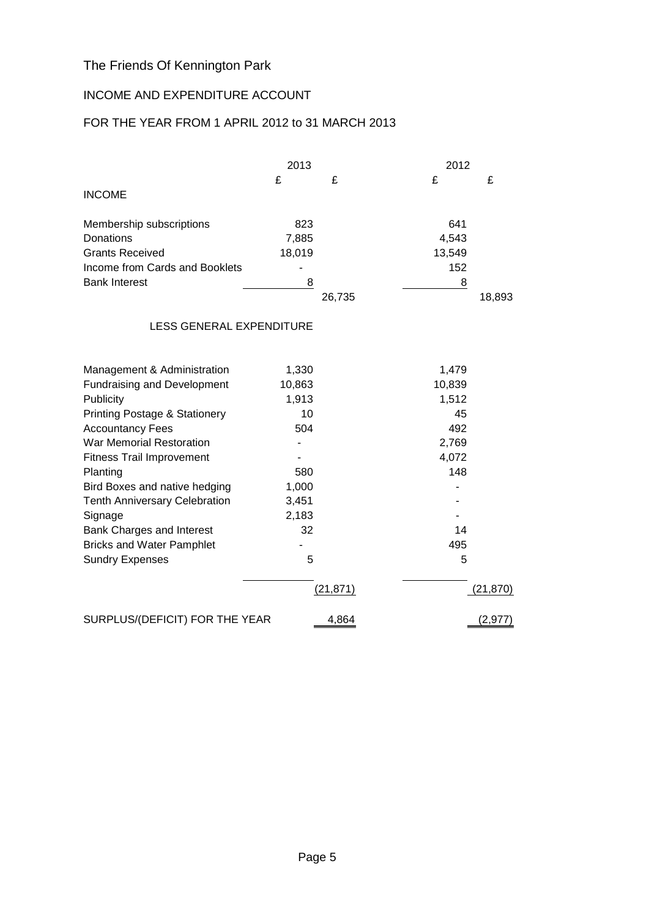# The Friends Of Kennington Park

## INCOME AND EXPENDITURE ACCOUNT

## FOR THE YEAR FROM 1 APRIL 2012 to 31 MARCH 2013

| | 2013 | | 2012 | |
|---|---|---|---|---|
| | £ | £ | £ | £ |
| **INCOME** | | | | |
| Membership subscriptions | 823 | | 641 | |
| Donations | 7,885 | | 4,543 | |
| Grants Received | 18,019 | | 13,549 | |
| Income from Cards and Booklets | - | | 152 | |
| Bank Interest | 8 | | 8 | |
| | | 26,735 | | 18,893 |
| **LESS GENERAL EXPENDITURE** | | | | |
| Management & Administration | 1,330 | | 1,479 | |
| Fundraising and Development | 10,863 | | 10,839 | |
| Publicity | 1,913 | | 1,512 | |
| Printing Postage & Stationery | 10 | | 45 | |
| Accountancy Fees | 504 | | 492 | |
| War Memorial Restoration | - | | 2,769 | |
| Fitness Trail Improvement | - | | 4,072 | |
| Planting | 580 | | 148 | |
| Bird Boxes and native hedging | 1,000 | | - | |
| Tenth Anniversary Celebration | 3,451 | | - | |
| Signage | 2,183 | | - | |
| Bank Charges and Interest | 32 | | 14 | |
| Bricks and Water Pamphlet | - | | 495 | |
| Sundry Expenses | 5 | | 5 | |
| | | (21,871) | | (21,870) |
| SURPLUS/(DEFICIT) FOR THE YEAR | | 4,864 | | (2,977) |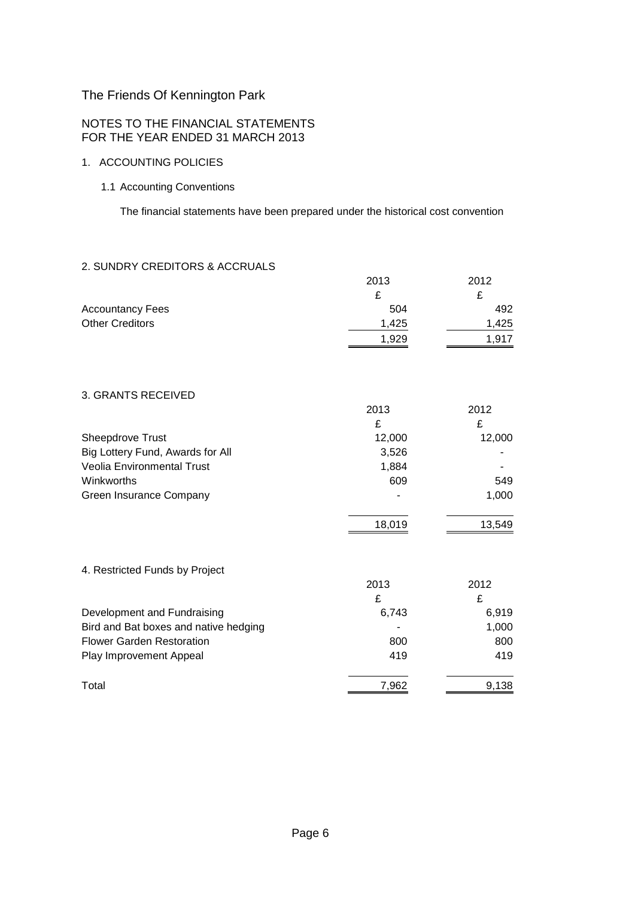# The Friends Of Kennington Park

## NOTES TO THE FINANCIAL STATEMENTS
## FOR THE YEAR ENDED 31 MARCH 2013

### 1. ACCOUNTING POLICIES

#### 1.1 Accounting Conventions

The financial statements have been prepared under the historical cost convention

### 2. SUNDRY CREDITORS & ACCRUALS

| | 2013 | 2012 |
|---|---|---|
| | £ | £ |
| Accountancy Fees | 504 | 492 |
| Other Creditors | 1,425 | 1,425 |
| | 1,929 | 1,917 |

### 3. GRANTS RECEIVED

| | 2013 | 2012 |
|---|---|---|
| | £ | £ |
| Sheepdrove Trust | 12,000 | 12,000 |
| Big Lottery Fund, Awards for All | 3,526 | - |
| Veolia Environmental Trust | 1,884 | - |
| Winkworths | 609 | 549 |
| Green Insurance Company | - | 1,000 |
| | 18,019 | 13,549 |

### 4. Restricted Funds by Project

| | 2013 | 2012 |
|---|---|---|
| | £ | £ |
| Development and Fundraising | 6,743 | 6,919 |
| Bird and Bat boxes and native hedging | - | 1,000 |
| Flower Garden Restoration | 800 | 800 |
| Play Improvement Appeal | 419 | 419 |
| Total | 7,962 | 9,138 |